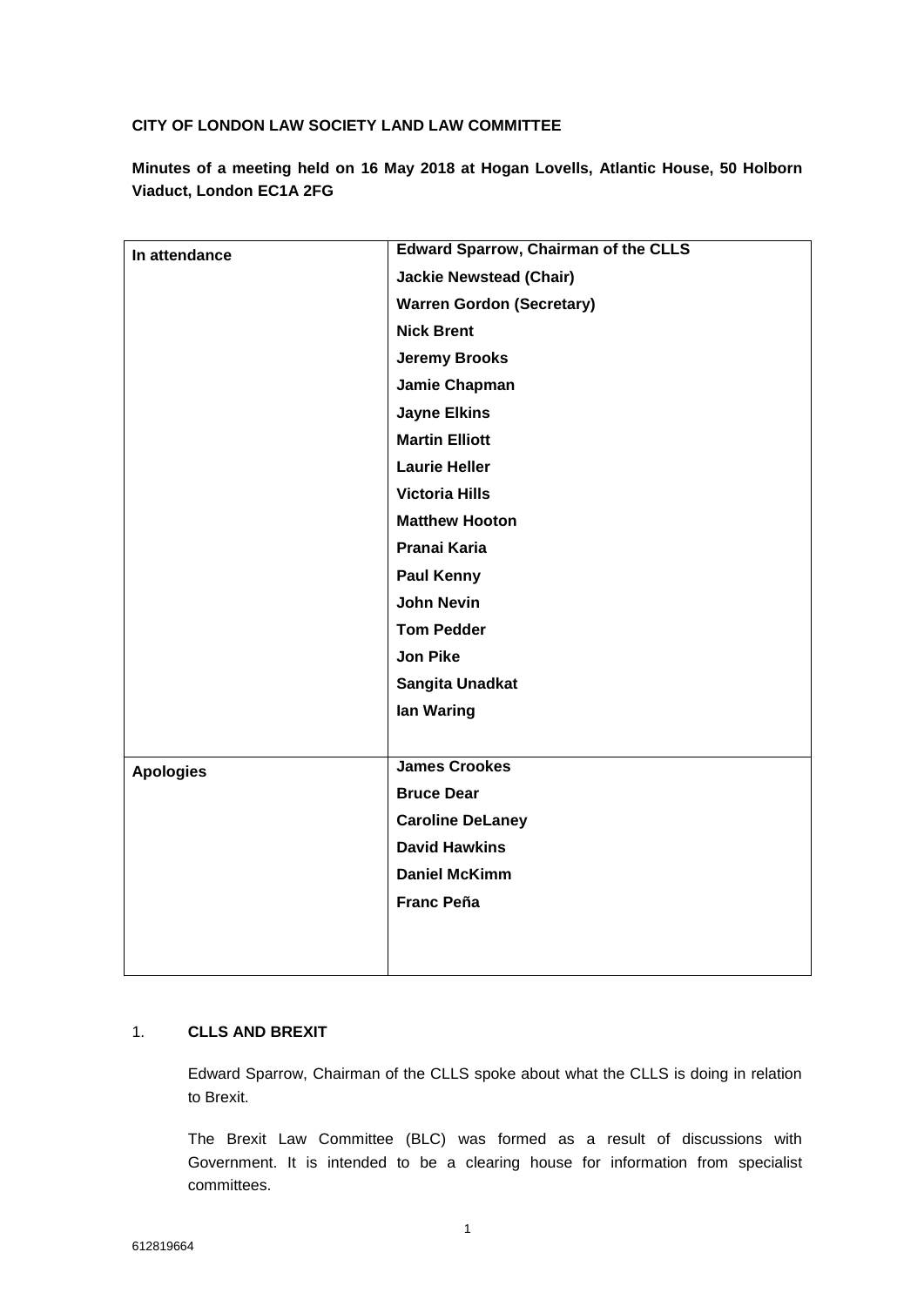**CITY OF LONDON LAW SOCIETY LAND LAW COMMITTEE**

**Minutes of a meeting held on 16 May 2018 at Hogan Lovells, Atlantic House, 50 Holborn Viaduct, London EC1A 2FG**

| | |
|---|---|
| **In attendance** | **Edward Sparrow, Chairman of the CLLS**<br>**Jackie Newstead (Chair)**<br>**Warren Gordon (Secretary)**<br>**Nick Brent**<br>**Jeremy Brooks**<br>**Jamie Chapman**<br>**Jayne Elkins**<br>**Martin Elliott**<br>**Laurie Heller**<br>**Victoria Hills**<br>**Matthew Hooton**<br>**Pranai Karia**<br>**Paul Kenny**<br>**John Nevin**<br>**Tom Pedder**<br>**Jon Pike**<br>**Sangita Unadkat**<br>**Ian Waring** |
| **Apologies** | **James Crookes**<br>**Bruce Dear**<br>**Caroline DeLaney**<br>**David Hawkins**<br>**Daniel McKimm**<br>**Franc Peña** |

1. **CLLS AND BREXIT**

Edward Sparrow, Chairman of the CLLS spoke about what the CLLS is doing in relation to Brexit.

The Brexit Law Committee (BLC) was formed as a result of discussions with Government. It is intended to be a clearing house for information from specialist committees.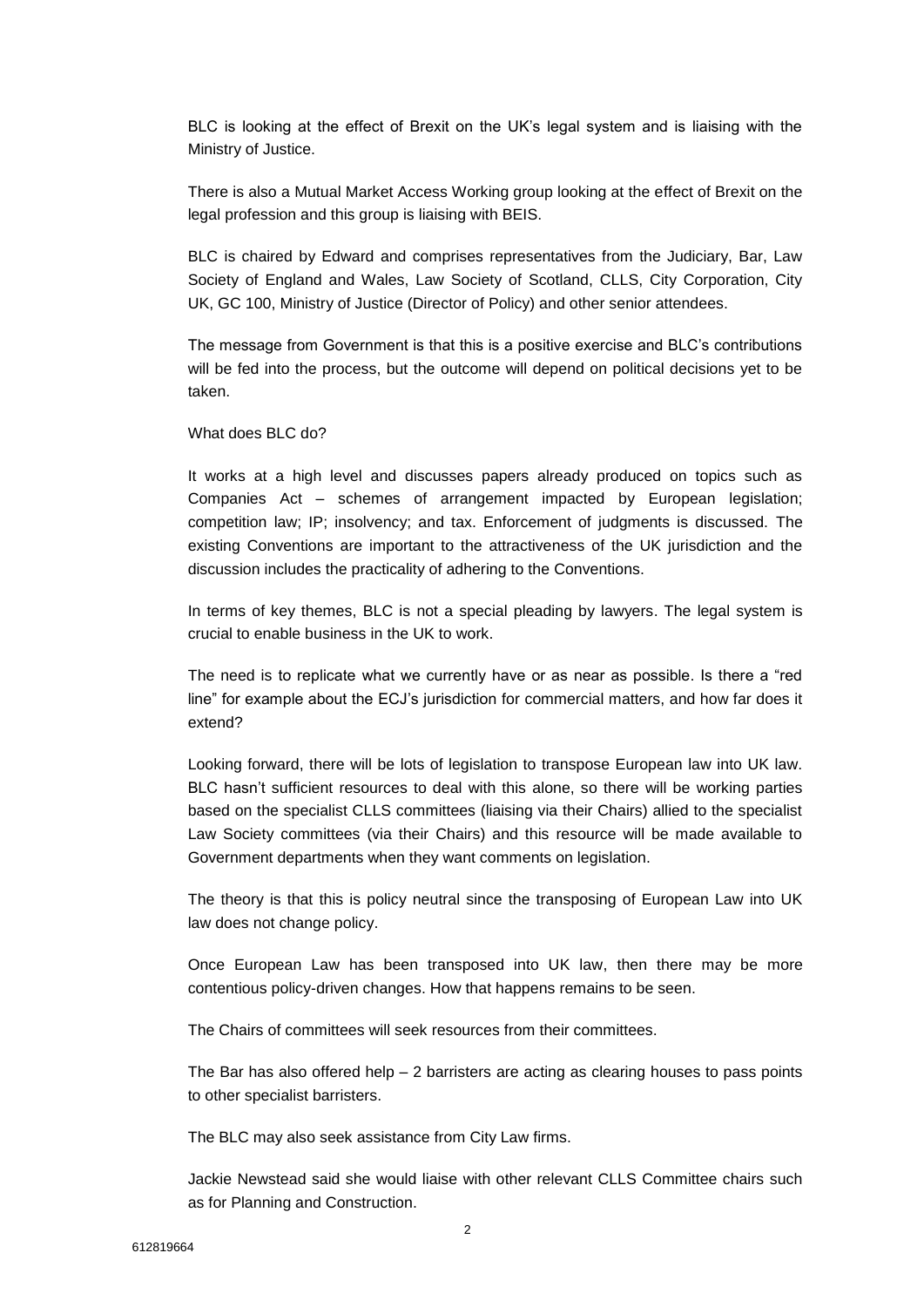BLC is looking at the effect of Brexit on the UK's legal system and is liaising with the Ministry of Justice.

There is also a Mutual Market Access Working group looking at the effect of Brexit on the legal profession and this group is liaising with BEIS.

BLC is chaired by Edward and comprises representatives from the Judiciary, Bar, Law Society of England and Wales, Law Society of Scotland, CLLS, City Corporation, City UK, GC 100, Ministry of Justice (Director of Policy) and other senior attendees.

The message from Government is that this is a positive exercise and BLC's contributions will be fed into the process, but the outcome will depend on political decisions yet to be taken.

What does BLC do?

It works at a high level and discusses papers already produced on topics such as Companies Act – schemes of arrangement impacted by European legislation; competition law; IP; insolvency; and tax. Enforcement of judgments is discussed. The existing Conventions are important to the attractiveness of the UK jurisdiction and the discussion includes the practicality of adhering to the Conventions.

In terms of key themes, BLC is not a special pleading by lawyers. The legal system is crucial to enable business in the UK to work.

The need is to replicate what we currently have or as near as possible. Is there a "red line" for example about the ECJ's jurisdiction for commercial matters, and how far does it extend?

Looking forward, there will be lots of legislation to transpose European law into UK law. BLC hasn't sufficient resources to deal with this alone, so there will be working parties based on the specialist CLLS committees (liaising via their Chairs) allied to the specialist Law Society committees (via their Chairs) and this resource will be made available to Government departments when they want comments on legislation.

The theory is that this is policy neutral since the transposing of European Law into UK law does not change policy.

Once European Law has been transposed into UK law, then there may be more contentious policy-driven changes. How that happens remains to be seen.

The Chairs of committees will seek resources from their committees.

The Bar has also offered help – 2 barristers are acting as clearing houses to pass points to other specialist barristers.

The BLC may also seek assistance from City Law firms.

Jackie Newstead said she would liaise with other relevant CLLS Committee chairs such as for Planning and Construction.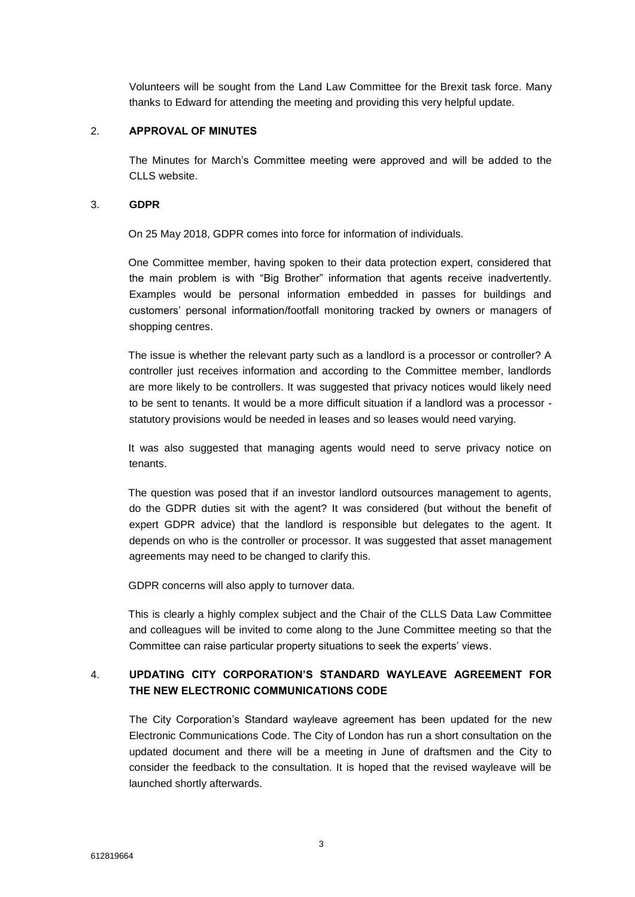Volunteers will be sought from the Land Law Committee for the Brexit task force. Many thanks to Edward for attending the meeting and providing this very helpful update.

## 2. APPROVAL OF MINUTES

The Minutes for March's Committee meeting were approved and will be added to the CLLS website.

## 3. GDPR

On 25 May 2018, GDPR comes into force for information of individuals.

One Committee member, having spoken to their data protection expert, considered that the main problem is with "Big Brother" information that agents receive inadvertently. Examples would be personal information embedded in passes for buildings and customers' personal information/footfall monitoring tracked by owners or managers of shopping centres.

The issue is whether the relevant party such as a landlord is a processor or controller? A controller just receives information and according to the Committee member, landlords are more likely to be controllers. It was suggested that privacy notices would likely need to be sent to tenants. It would be a more difficult situation if a landlord was a processor - statutory provisions would be needed in leases and so leases would need varying.

It was also suggested that managing agents would need to serve privacy notice on tenants.

The question was posed that if an investor landlord outsources management to agents, do the GDPR duties sit with the agent? It was considered (but without the benefit of expert GDPR advice) that the landlord is responsible but delegates to the agent. It depends on who is the controller or processor. It was suggested that asset management agreements may need to be changed to clarify this.

GDPR concerns will also apply to turnover data.

This is clearly a highly complex subject and the Chair of the CLLS Data Law Committee and colleagues will be invited to come along to the June Committee meeting so that the Committee can raise particular property situations to seek the experts' views.

## 4. UPDATING CITY CORPORATION'S STANDARD WAYLEAVE AGREEMENT FOR THE NEW ELECTRONIC COMMUNICATIONS CODE

The City Corporation's Standard wayleave agreement has been updated for the new Electronic Communications Code. The City of London has run a short consultation on the updated document and there will be a meeting in June of draftsmen and the City to consider the feedback to the consultation. It is hoped that the revised wayleave will be launched shortly afterwards.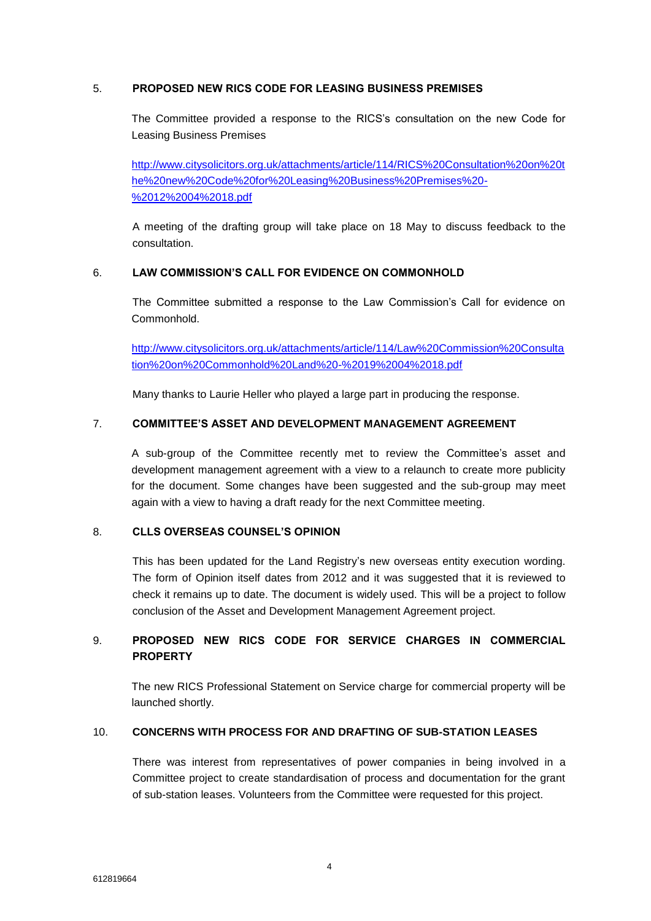5. **PROPOSED NEW RICS CODE FOR LEASING BUSINESS PREMISES**

The Committee provided a response to the RICS's consultation on the new Code for Leasing Business Premises

http://www.citysolicitors.org.uk/attachments/article/114/RICS%20Consultation%20on%20the%20new%20Code%20for%20Leasing%20Business%20Premises%20-%2012%2004%2018.pdf

A meeting of the drafting group will take place on 18 May to discuss feedback to the consultation.

6. **LAW COMMISSION'S CALL FOR EVIDENCE ON COMMONHOLD**

The Committee submitted a response to the Law Commission's Call for evidence on Commonhold.

http://www.citysolicitors.org.uk/attachments/article/114/Law%20Commission%20Consultation%20on%20Commonhold%20Land%20-%2019%2004%2018.pdf

Many thanks to Laurie Heller who played a large part in producing the response.

7. **COMMITTEE'S ASSET AND DEVELOPMENT MANAGEMENT AGREEMENT**

A sub-group of the Committee recently met to review the Committee's asset and development management agreement with a view to a relaunch to create more publicity for the document. Some changes have been suggested and the sub-group may meet again with a view to having a draft ready for the next Committee meeting.

8. **CLLS OVERSEAS COUNSEL'S OPINION**

This has been updated for the Land Registry's new overseas entity execution wording. The form of Opinion itself dates from 2012 and it was suggested that it is reviewed to check it remains up to date. The document is widely used. This will be a project to follow conclusion of the Asset and Development Management Agreement project.

9. **PROPOSED NEW RICS CODE FOR SERVICE CHARGES IN COMMERCIAL PROPERTY**

The new RICS Professional Statement on Service charge for commercial property will be launched shortly.

10. **CONCERNS WITH PROCESS FOR AND DRAFTING OF SUB-STATION LEASES**

There was interest from representatives of power companies in being involved in a Committee project to create standardisation of process and documentation for the grant of sub-station leases. Volunteers from the Committee were requested for this project.

612819664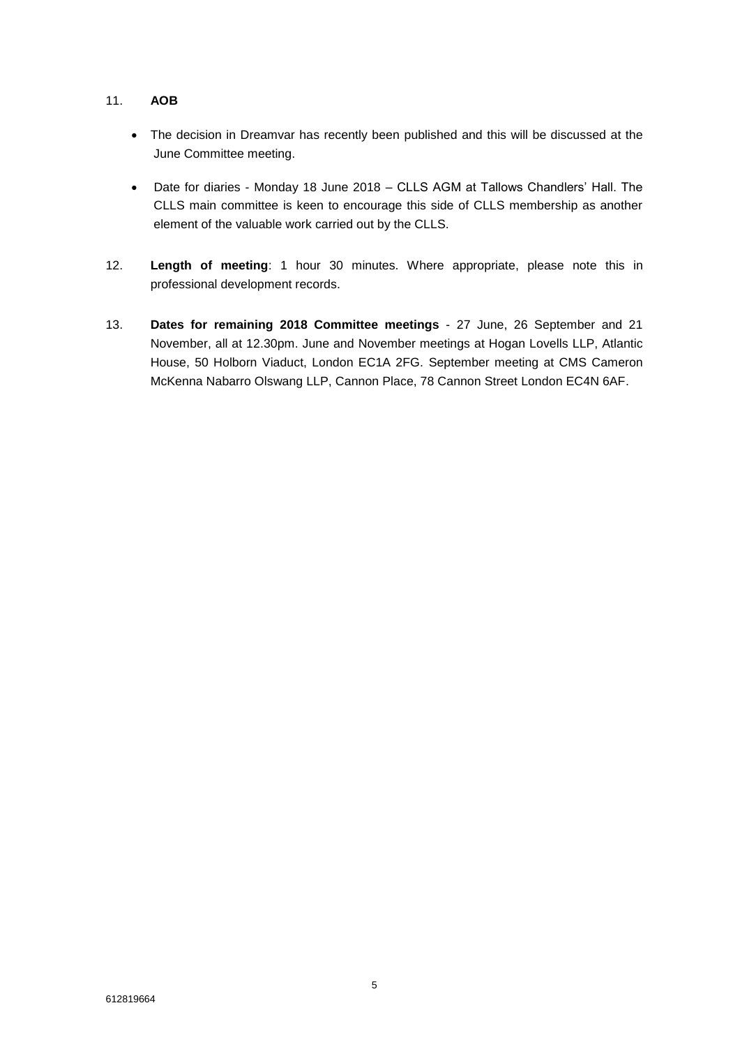11. **AOB**

    - The decision in Dreamvar has recently been published and this will be discussed at the June Committee meeting.

    - Date for diaries - Monday 18 June 2018 – CLLS AGM at Tallows Chandlers' Hall. The CLLS main committee is keen to encourage this side of CLLS membership as another element of the valuable work carried out by the CLLS.

12. **Length of meeting**: 1 hour 30 minutes. Where appropriate, please note this in professional development records.

13. **Dates for remaining 2018 Committee meetings** - 27 June, 26 September and 21 November, all at 12.30pm. June and November meetings at Hogan Lovells LLP, Atlantic House, 50 Holborn Viaduct, London EC1A 2FG. September meeting at CMS Cameron McKenna Nabarro Olswang LLP, Cannon Place, 78 Cannon Street London EC4N 6AF.

612819664